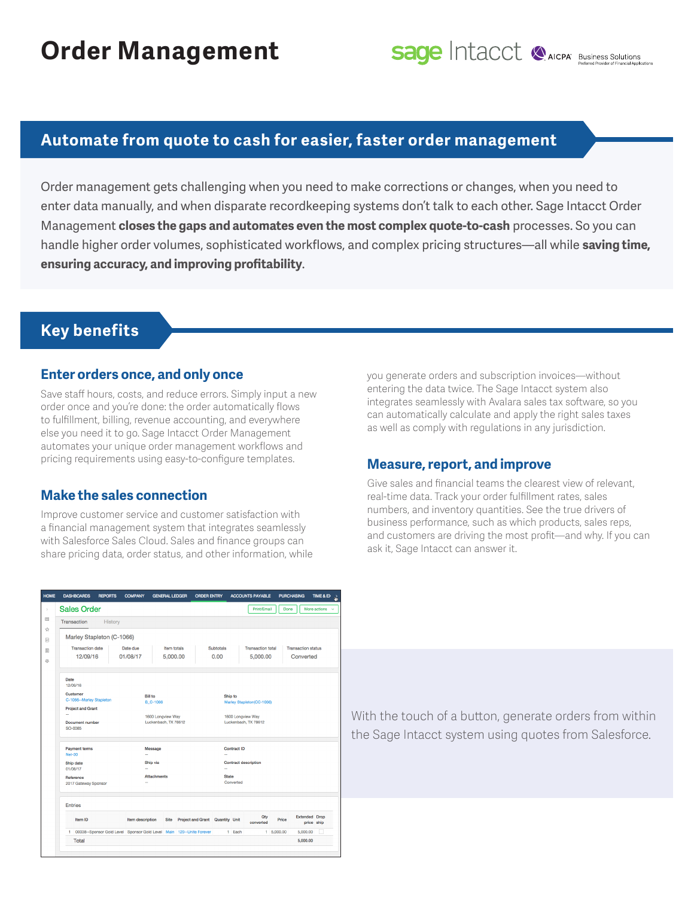# Order Management

## Automate from quote to cash for easier, faster order management

Order management gets challenging when you need to make corrections or changes, when you need to enter data manually, and when disparate recordkeeping systems don't talk to each other. Sage Intacct Order Management **closes the gaps and automates even the most complex quote-to-cash** processes. So you can handle higher order volumes, sophisticated workflows, and complex pricing structures—all while **saving time, ensuring accuracy, and improving profitability**.

## Key benefits

### Enter orders once, and only once

Save staff hours, costs, and reduce errors. Simply input a new order once and you're done: the order automatically flows to fulfillment, billing, revenue accounting, and everywhere else you need it to go. Sage Intacct Order Management automates your unique order management workflows and pricing requirements using easy-to-configure templates.

### Make the sales connection

Improve customer service and customer satisfaction with a financial management system that integrates seamlessly with Salesforce Sales Cloud. Sales and finance groups can share pricing data, order status, and other information, while you generate orders and subscription invoices—without entering the data twice. The Sage Intacct system also integrates seamlessly with Avalara sales tax software, so you can automatically calculate and apply the right sales taxes as well as comply with regulations in any jurisdiction.

### Measure, report, and improve

Give sales and financial teams the clearest view of relevant, real-time data. Track your order fulfillment rates, sales numbers, and inventory quantities. See the true drivers of business performance, such as which products, sales reps, and customers are driving the most profit—and why. If you can ask it, Sage Intacct can answer it.

With the touch of a button, generate orders from within the Sage Intacct system using quotes from Salesforce.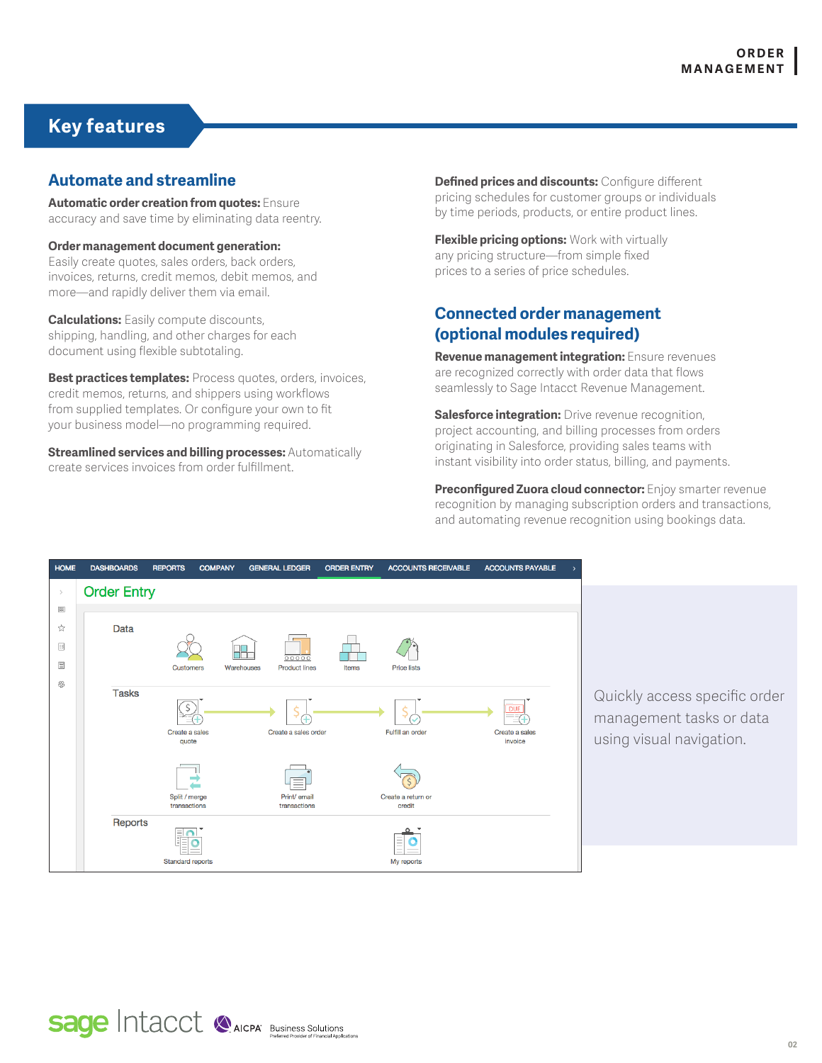## Key features

### Automate and streamline

**Automatic order creation from quotes:** Ensure accuracy and save time by eliminating data reentry.

**Order management document generation:** Easily create quotes, sales orders, back orders, invoices, returns, credit memos, debit memos, and more—and rapidly deliver them via email.

**Calculations:** Easily compute discounts, shipping, handling, and other charges for each document using flexible subtotaling.

**Best practices templates:** Process quotes, orders, invoices, credit memos, returns, and shippers using workflows from supplied templates. Or configure your own to fit your business model—no programming required.

**Streamlined services and billing processes:** Automatically create services invoices from order fulfillment.

**Defined prices and discounts:** Configure different pricing schedules for customer groups or individuals by time periods, products, or entire product lines.

**Flexible pricing options:** Work with virtually any pricing structure—from simple fixed prices to a series of price schedules.

### Connected order management (optional modules required)

**Revenue management integration:** Ensure revenues are recognized correctly with order data that flows seamlessly to Sage Intacct Revenue Management.

**Salesforce integration:** Drive revenue recognition, project accounting, and billing processes from orders originating in Salesforce, providing sales teams with instant visibility into order status, billing, and payments.

**Preconfigured Zuora cloud connector:** Enjoy smarter revenue recognition by managing subscription orders and transactions, and automating revenue recognition using bookings data.

Quickly access specific order management tasks or data using visual navigation.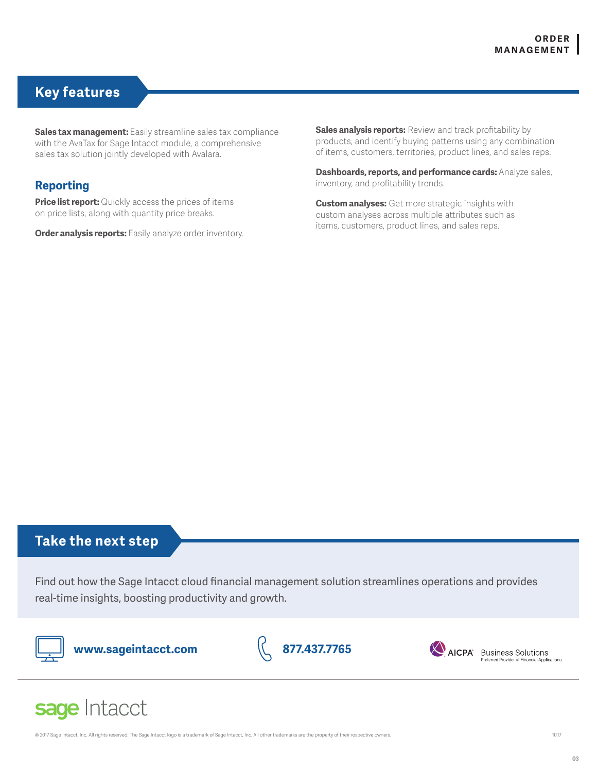## Key features

**Sales tax management:** Easily streamline sales tax compliance with the AvaTax for Sage Intacct module, a comprehensive sales tax solution jointly developed with Avalara.

### Reporting

**Price list report:** Quickly access the prices of items on price lists, along with quantity price breaks.

**Order analysis reports:** Easily analyze order inventory.

**Sales analysis reports:** Review and track profitability by products, and identify buying patterns using any combination of items, customers, territories, product lines, and sales reps.

**Dashboards, reports, and performance cards:** Analyze sales, inventory, and profitability trends.

**Custom analyses:** Get more strategic insights with custom analyses across multiple attributes such as items, customers, product lines, and sales reps.

## Take the next step

Find out how the Sage Intacct cloud financial management solution streamlines operations and provides real-time insights, boosting productivity and growth.

**www.sageintacct.com**

**877.437.7765**

AICPA Business Solutions
Preferred Provider of Financial Applications

sage Intacct

© 2017 Sage Intacct, Inc. All rights reserved. The Sage Intacct logo is a trademark of Sage Intacct, Inc. All other trademarks are the property of their respective owners.

10.17